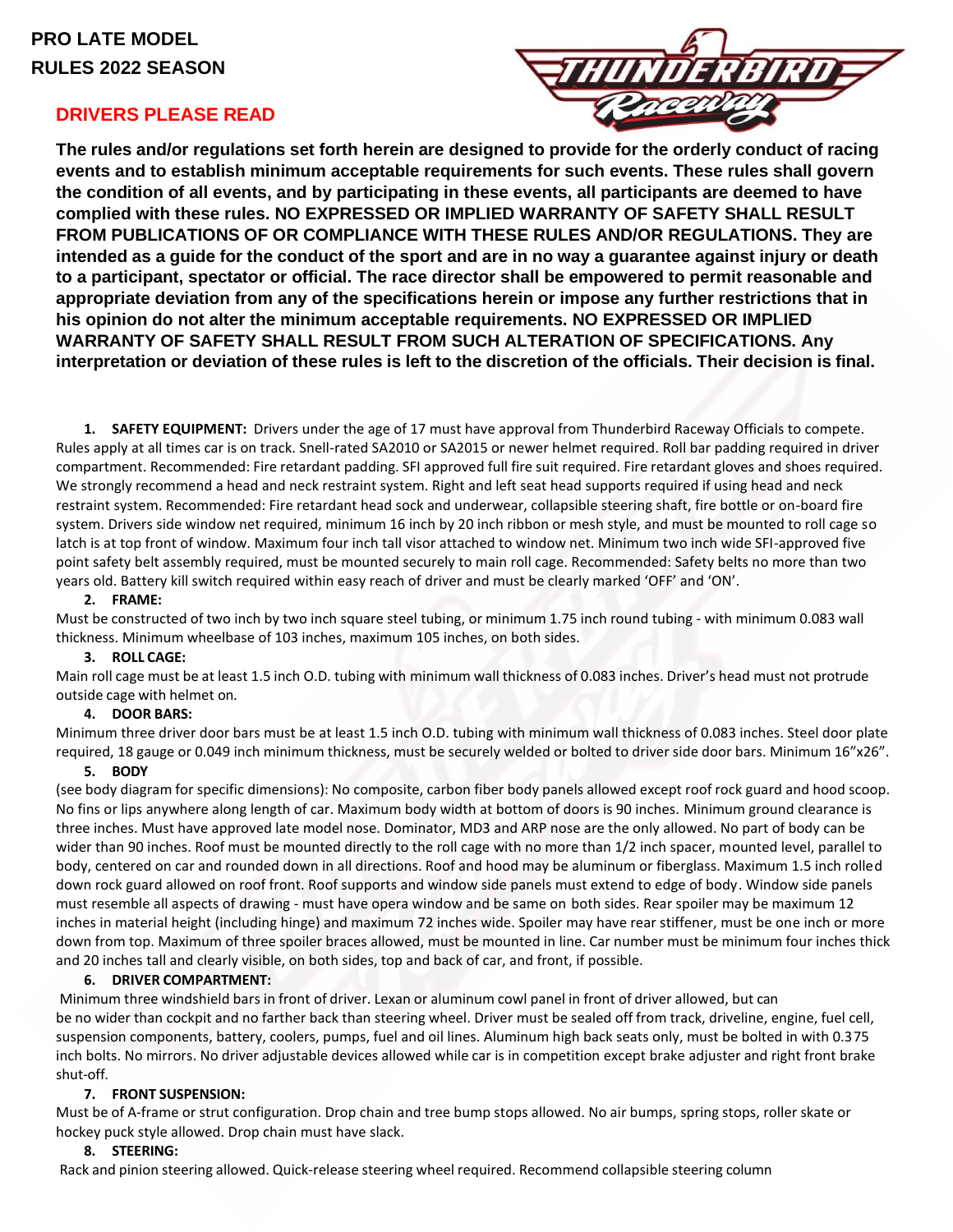# PRO LATE MODEL
# RULES 2022 SEASON

## DRIVERS PLEASE READ

**The rules and/or regulations set forth herein are designed to provide for the orderly conduct of racing events and to establish minimum acceptable requirements for such events. These rules shall govern the condition of all events, and by participating in these events, all participants are deemed to have complied with these rules. NO EXPRESSED OR IMPLIED WARRANTY OF SAFETY SHALL RESULT FROM PUBLICATIONS OF OR COMPLIANCE WITH THESE RULES AND/OR REGULATIONS. They are intended as a guide for the conduct of the sport and are in no way a guarantee against injury or death to a participant, spectator or official. The race director shall be empowered to permit reasonable and appropriate deviation from any of the specifications herein or impose any further restrictions that in his opinion do not alter the minimum acceptable requirements. NO EXPRESSED OR IMPLIED WARRANTY OF SAFETY SHALL RESULT FROM SUCH ALTERATION OF SPECIFICATIONS. Any interpretation or deviation of these rules is left to the discretion of the officials. Their decision is final.**

1. **SAFETY EQUIPMENT:** Drivers under the age of 17 must have approval from Thunderbird Raceway Officials to compete. Rules apply at all times car is on track. Snell-rated SA2010 or SA2015 or newer helmet required. Roll bar padding required in driver compartment. Recommended: Fire retardant padding. SFI approved full fire suit required. Fire retardant gloves and shoes required. We strongly recommend a head and neck restraint system. Right and left seat head supports required if using head and neck restraint system. Recommended: Fire retardant head sock and underwear, collapsible steering shaft, fire bottle or on-board fire system. Drivers side window net required, minimum 16 inch by 20 inch ribbon or mesh style, and must be mounted to roll cage so latch is at top front of window. Maximum four inch tall visor attached to window net. Minimum two inch wide SFI-approved five point safety belt assembly required, must be mounted securely to main roll cage. Recommended: Safety belts no more than two years old. Battery kill switch required within easy reach of driver and must be clearly marked 'OFF' and 'ON'.

2. **FRAME:**

Must be constructed of two inch by two inch square steel tubing, or minimum 1.75 inch round tubing - with minimum 0.083 wall thickness. Minimum wheelbase of 103 inches, maximum 105 inches, on both sides.

3. **ROLL CAGE:**

Main roll cage must be at least 1.5 inch O.D. tubing with minimum wall thickness of 0.083 inches. Driver's head must not protrude outside cage with helmet on.

4. **DOOR BARS:**

Minimum three driver door bars must be at least 1.5 inch O.D. tubing with minimum wall thickness of 0.083 inches. Steel door plate required, 18 gauge or 0.049 inch minimum thickness, must be securely welded or bolted to driver side door bars. Minimum 16"x26".

5. **BODY**

(see body diagram for specific dimensions): No composite, carbon fiber body panels allowed except roof rock guard and hood scoop. No fins or lips anywhere along length of car. Maximum body width at bottom of doors is 90 inches. Minimum ground clearance is three inches. Must have approved late model nose. Dominator, MD3 and ARP nose are the only allowed. No part of body can be wider than 90 inches. Roof must be mounted directly to the roll cage with no more than 1/2 inch spacer, mounted level, parallel to body, centered on car and rounded down in all directions. Roof and hood may be aluminum or fiberglass. Maximum 1.5 inch rolled down rock guard allowed on roof front. Roof supports and window side panels must extend to edge of body. Window side panels must resemble all aspects of drawing - must have opera window and be same on both sides. Rear spoiler may be maximum 12 inches in material height (including hinge) and maximum 72 inches wide. Spoiler may have rear stiffener, must be one inch or more down from top. Maximum of three spoiler braces allowed, must be mounted in line. Car number must be minimum four inches thick and 20 inches tall and clearly visible, on both sides, top and back of car, and front, if possible.

6. **DRIVER COMPARTMENT:**

Minimum three windshield bars in front of driver. Lexan or aluminum cowl panel in front of driver allowed, but can be no wider than cockpit and no farther back than steering wheel. Driver must be sealed off from track, driveline, engine, fuel cell, suspension components, battery, coolers, pumps, fuel and oil lines. Aluminum high back seats only, must be bolted in with 0.375 inch bolts. No mirrors. No driver adjustable devices allowed while car is in competition except brake adjuster and right front brake shut-off.

7. **FRONT SUSPENSION:**

Must be of A-frame or strut configuration. Drop chain and tree bump stops allowed. No air bumps, spring stops, roller skate or hockey puck style allowed. Drop chain must have slack.

8. **STEERING:**

Rack and pinion steering allowed. Quick-release steering wheel required. Recommend collapsible steering column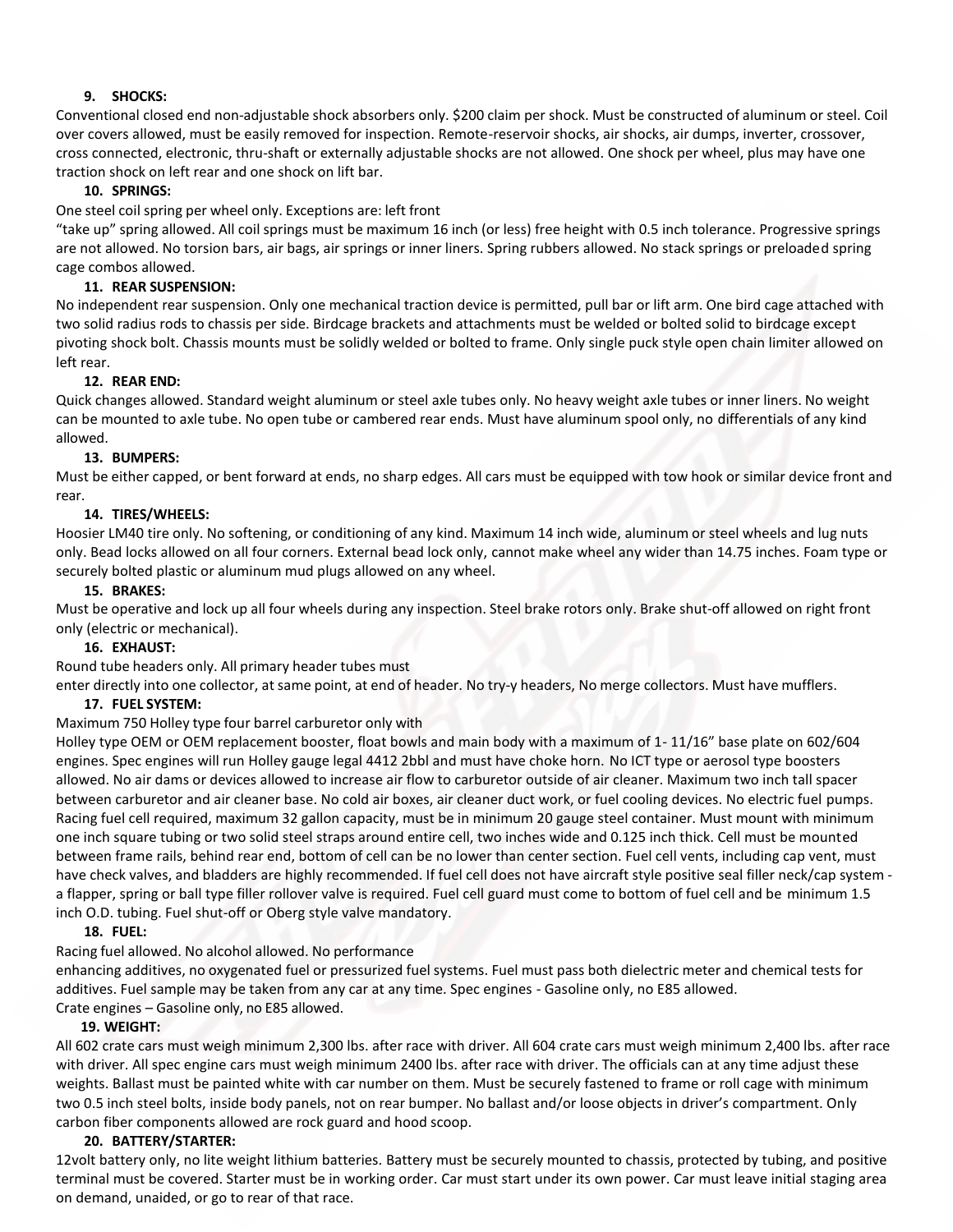### 9. SHOCKS:

Conventional closed end non-adjustable shock absorbers only. $200 claim per shock. Must be constructed of aluminum or steel. Coil over covers allowed, must be easily removed for inspection. Remote-reservoir shocks, air shocks, air dumps, inverter, crossover, cross connected, electronic, thru-shaft or externally adjustable shocks are not allowed. One shock per wheel, plus may have one traction shock on left rear and one shock on lift bar.

### 10. SPRINGS:

One steel coil spring per wheel only. Exceptions are: left front "take up" spring allowed. All coil springs must be maximum 16 inch (or less) free height with 0.5 inch tolerance. Progressive springs are not allowed. No torsion bars, air bags, air springs or inner liners. Spring rubbers allowed. No stack springs or preloaded spring cage combos allowed.

### 11. REAR SUSPENSION:

No independent rear suspension. Only one mechanical traction device is permitted, pull bar or lift arm. One bird cage attached with two solid radius rods to chassis per side. Birdcage brackets and attachments must be welded or bolted solid to birdcage except pivoting shock bolt. Chassis mounts must be solidly welded or bolted to frame. Only single puck style open chain limiter allowed on left rear.

### 12. REAR END:

Quick changes allowed. Standard weight aluminum or steel axle tubes only. No heavy weight axle tubes or inner liners. No weight can be mounted to axle tube. No open tube or cambered rear ends. Must have aluminum spool only, no differentials of any kind allowed.

### 13. BUMPERS:

Must be either capped, or bent forward at ends, no sharp edges. All cars must be equipped with tow hook or similar device front and rear.

### 14. TIRES/WHEELS:

Hoosier LM40 tire only. No softening, or conditioning of any kind. Maximum 14 inch wide, aluminum or steel wheels and lug nuts only. Bead locks allowed on all four corners. External bead lock only, cannot make wheel any wider than 14.75 inches. Foam type or securely bolted plastic or aluminum mud plugs allowed on any wheel.

### 15. BRAKES:

Must be operative and lock up all four wheels during any inspection. Steel brake rotors only. Brake shut-off allowed on right front only (electric or mechanical).

### 16. EXHAUST:

Round tube headers only. All primary header tubes must enter directly into one collector, at same point, at end of header. No try-y headers, No merge collectors. Must have mufflers.

### 17. FUEL SYSTEM:

Maximum 750 Holley type four barrel carburetor only with Holley type OEM or OEM replacement booster, float bowls and main body with a maximum of 1- 11/16" base plate on 602/604 engines. Spec engines will run Holley gauge legal 4412 2bbl and must have choke horn. No ICT type or aerosol type boosters allowed. No air dams or devices allowed to increase air flow to carburetor outside of air cleaner. Maximum two inch tall spacer between carburetor and air cleaner base. No cold air boxes, air cleaner duct work, or fuel cooling devices. No electric fuel pumps. Racing fuel cell required, maximum 32 gallon capacity, must be in minimum 20 gauge steel container. Must mount with minimum one inch square tubing or two solid steel straps around entire cell, two inches wide and 0.125 inch thick. Cell must be mounted between frame rails, behind rear end, bottom of cell can be no lower than center section. Fuel cell vents, including cap vent, must have check valves, and bladders are highly recommended. If fuel cell does not have aircraft style positive seal filler neck/cap system - a flapper, spring or ball type filler rollover valve is required. Fuel cell guard must come to bottom of fuel cell and be minimum 1.5 inch O.D. tubing. Fuel shut-off or Oberg style valve mandatory.

### 18. FUEL:

Racing fuel allowed. No alcohol allowed. No performance enhancing additives, no oxygenated fuel or pressurized fuel systems. Fuel must pass both dielectric meter and chemical tests for additives. Fuel sample may be taken from any car at any time. Spec engines - Gasoline only, no E85 allowed.
Crate engines – Gasoline only, no E85 allowed.

### 19. WEIGHT:

All 602 crate cars must weigh minimum 2,300 lbs. after race with driver. All 604 crate cars must weigh minimum 2,400 lbs. after race with driver. All spec engine cars must weigh minimum 2400 lbs. after race with driver. The officials can at any time adjust these weights. Ballast must be painted white with car number on them. Must be securely fastened to frame or roll cage with minimum two 0.5 inch steel bolts, inside body panels, not on rear bumper. No ballast and/or loose objects in driver's compartment. Only carbon fiber components allowed are rock guard and hood scoop.

### 20. BATTERY/STARTER:

12volt battery only, no lite weight lithium batteries. Battery must be securely mounted to chassis, protected by tubing, and positive terminal must be covered. Starter must be in working order. Car must start under its own power. Car must leave initial staging area on demand, unaided, or go to rear of that race.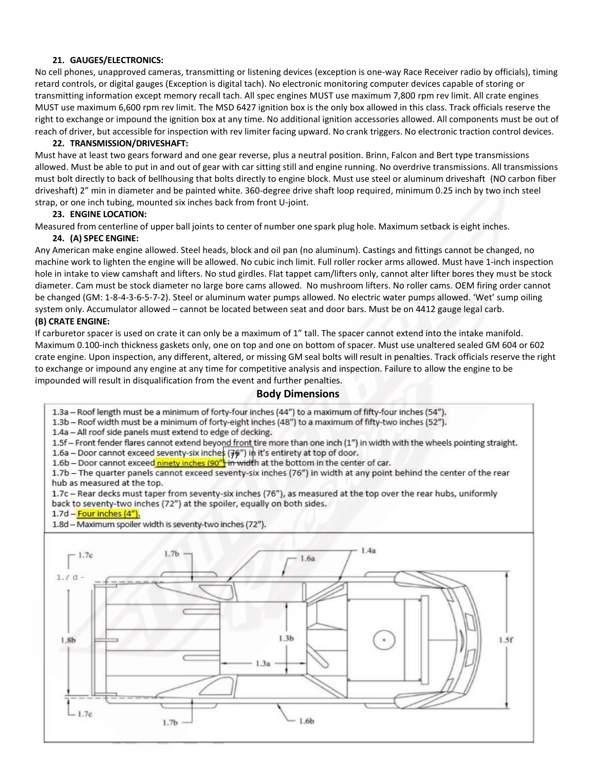**21. GAUGES/ELECTRONICS:**

No cell phones, unapproved cameras, transmitting or listening devices (exception is one-way Race Receiver radio by officials), timing retard controls, or digital gauges (Exception is digital tach). No electronic monitoring computer devices capable of storing or transmitting information except memory recall tach. All spec engines MUST use maximum 7,800 rpm rev limit. All crate engines MUST use maximum 6,600 rpm rev limit. The MSD 6427 ignition box is the only box allowed in this class. Track officials reserve the right to exchange or impound the ignition box at any time. No additional ignition accessories allowed. All components must be out of reach of driver, but accessible for inspection with rev limiter facing upward. No crank triggers. No electronic traction control devices.

**22. TRANSMISSION/DRIVESHAFT:**

Must have at least two gears forward and one gear reverse, plus a neutral position. Brinn, Falcon and Bert type transmissions allowed. Must be able to put in and out of gear with car sitting still and engine running. No overdrive transmissions. All transmissions must bolt directly to back of bellhousing that bolts directly to engine block. Must use steel or aluminum driveshaft (NO carbon fiber driveshaft) 2" min in diameter and be painted white. 360-degree drive shaft loop required, minimum 0.25 inch by two inch steel strap, or one inch tubing, mounted six inches back from front U-joint.

**23. ENGINE LOCATION:**

Measured from centerline of upper ball joints to center of number one spark plug hole. Maximum setback is eight inches.

**24. (A) SPEC ENGINE:**

Any American make engine allowed. Steel heads, block and oil pan (no aluminum). Castings and fittings cannot be changed, no machine work to lighten the engine will be allowed. No cubic inch limit. Full roller rocker arms allowed. Must have 1-inch inspection hole in intake to view camshaft and lifters. No stud girdles. Flat tappet cam/lifters only, cannot alter lifter bores they must be stock diameter. Cam must be stock diameter no large bore cams allowed. No mushroom lifters. No roller cams. OEM firing order cannot be changed (GM: 1-8-4-3-6-5-7-2). Steel or aluminum water pumps allowed. No electric water pumps allowed. 'Wet' sump oiling system only. Accumulator allowed – cannot be located between seat and door bars. Must be on 4412 gauge legal carb.

**(B) CRATE ENGINE:**

If carburetor spacer is used on crate it can only be a maximum of 1" tall. The spacer cannot extend into the intake manifold. Maximum 0.100-inch thickness gaskets only, one on top and one on bottom of spacer. Must use unaltered sealed GM 604 or 602 crate engine. Upon inspection, any different, altered, or missing GM seal bolts will result in penalties. Track officials reserve the right to exchange or impound any engine at any time for competitive analysis and inspection. Failure to allow the engine to be impounded will result in disqualification from the event and further penalties.

## Body Dimensions

1.3a – Roof length must be a minimum of forty-four inches (44") to a maximum of fifty-four inches (54").
1.3b – Roof width must be a minimum of forty-eight inches (48") to a maximum of fifty-two inches (52").
1.4a – All roof side panels must extend to edge of decking.
1.5f – Front fender flares cannot extend beyond front tire more than one inch (1") in width with the wheels pointing straight.
1.6a – Door cannot exceed seventy-six inches (~~76~~ 77") in it's entirety at top of door.
1.6b – Door cannot exceed ninety inches (90") ~~in width~~ at the bottom in the center of car.
1.7b – The quarter panels cannot exceed seventy-six inches (76") in width at any point behind the center of the rear hub as measured at the top.
1.7c – Rear decks must taper from seventy-six inches (76"), as measured at the top over the rear hubs, uniformly back to seventy-two inches (72") at the spoiler, equally on both sides.
1.7d – Four inches (4").
1.8d – Maximum spoiler width is seventy-two inches (72").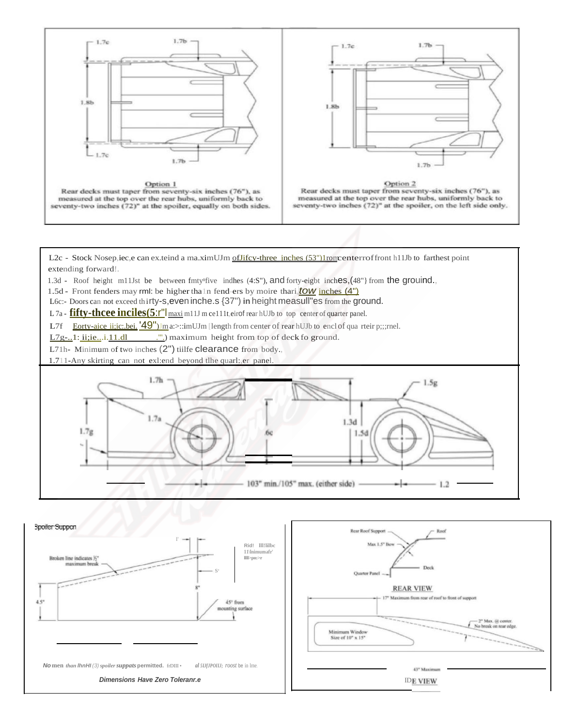1.7c

1.7b

1.8b

1.7c

1.7b

**Option 1**
Rear decks must taper from seventy-six inches (76"), as measured at the top over the rear hubs, uniformly back to seventy-two inches (72)" at the spoiler, equally on both sides.

1.7c

1.7b

1.8b

1.7b

**Option 2**
Rear decks must taper from seventy-six inches (76"), as measured at the top over the rear hubs, uniformly back to seventy-two inches (72)" at the spoiler, on the left side only.

L2c - Stock Nosep,iec,e can ex.teind a ma.ximUJm ofJifcy-three jnches (53")1romcenterroffront h11Jb to farthest point extending forward!.

1.3d - Roof height m11Jst be between fmtyºfive indhes (4:S"), and forty-eigbt inches,(48"} from the grouind.,

1.5d - Front fenders may rml: be higher tha1n fend-ers by moire thari tow inches (4")

L6c:- Doors can not exceed th irty-s,even inche.s {37") in height measull"es from the ground.

L 7a - fifty-thcee inciles(5:r"l maxi m11J m ce111t,eirof rear hUJb to top center of quarter panel.

L7f Eorty-aice ii;ic:.bei. '49") [m a:>::imUJm [length from center of rear hUJb to encl of qua rteir p;;;rnel.

L7g-..1: ii;ie...i.11.dl .'".) maximum height from top of deck fo ground.

L71h- Minimum of two inches (2") tiilfe clearance from body.,

1.7I1-Any skirting can not exl:end beyond tlhe quarl:,er panel.

1.7h

1.5g

1.7a

1.7g

.6c

1.3d

1.5d

103" min./105" max. (either side)

1.2

Spoiler Suppon

Broken line indicates ½" maximum break

4.5"

8"

45° from mounting surface

Rid! Ill!lilbc 11\lnimumafr' Ill>pn:>r

*No men than lhnHI (3) spoiler suppats permitted. frDIII • al 5IJfJPOIIJ; roost be in lme.*

***Dimensions Have Zero Toleranr.e***

Rear Roof Support

Roof

Max 1.5" Bow

Deck

Quarter Panel

**REAR VIEW**

17" Maximum from rear of roof to front of support

2" Max. @ center. No break on rear edge.

Minimum Window Size of 10" x 15"

43" Maximum

**IDE VIEW**